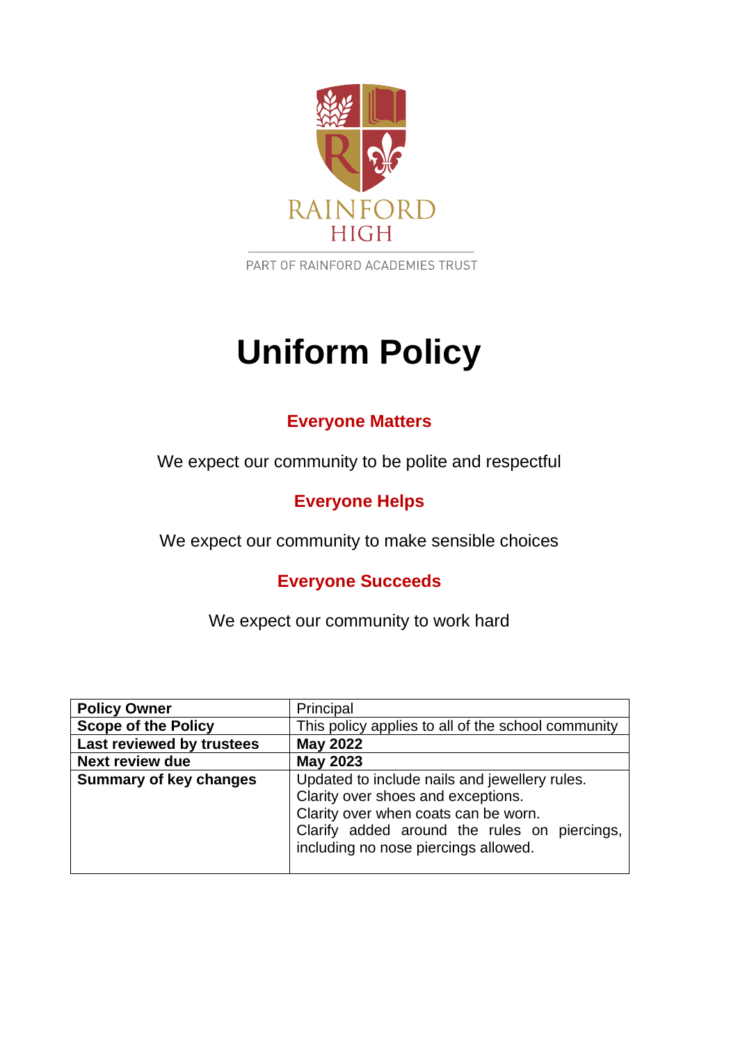RAINFORD HIGH

PART OF RAINFORD ACADEMIES TRUST

# Uniform Policy

## Everyone Matters

We expect our community to be polite and respectful

## Everyone Helps

We expect our community to make sensible choices

## Everyone Succeeds

We expect our community to work hard

| **Policy Owner** | Principal |
|---|---|
| **Scope of the Policy** | This policy applies to all of the school community |
| **Last reviewed by trustees** | **May 2022** |
| **Next review due** | **May 2023** |
| **Summary of key changes** | Updated to include nails and jewellery rules.<br>Clarity over shoes and exceptions.<br>Clarity over when coats can be worn.<br>Clarify added around the rules on piercings, including no nose piercings allowed. |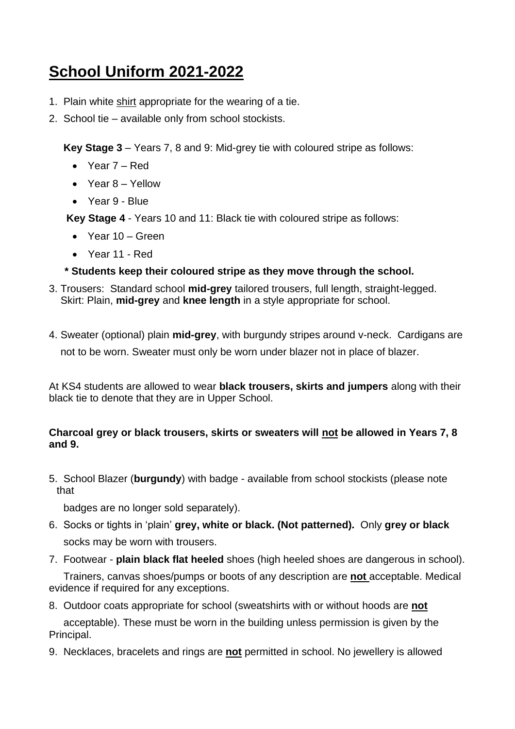# School Uniform 2021-2022

1. Plain white shirt appropriate for the wearing of a tie.
2. School tie – available only from school stockists.

   **Key Stage 3** – Years 7, 8 and 9: Mid-grey tie with coloured stripe as follows:

   - Year 7 – Red
   - Year 8 – Yellow
   - Year 9 - Blue

   **Key Stage 4** - Years 10 and 11: Black tie with coloured stripe as follows:

   - Year 10 – Green
   - Year 11 - Red

   **\* Students keep their coloured stripe as they move through the school.**

3. Trousers: Standard school **mid-grey** tailored trousers, full length, straight-legged.
   Skirt: Plain, **mid-grey** and **knee length** in a style appropriate for school.

4. Sweater (optional) plain **mid-grey**, with burgundy stripes around v-neck. Cardigans are not to be worn. Sweater must only be worn under blazer not in place of blazer.

At KS4 students are allowed to wear **black trousers, skirts and jumpers** along with their black tie to denote that they are in Upper School.

**Charcoal grey or black trousers, skirts or sweaters will not be allowed in Years 7, 8 and 9.**

5. School Blazer (**burgundy**) with badge - available from school stockists (please note that

   badges are no longer sold separately).

6. Socks or tights in 'plain' **grey, white or black. (Not patterned).** Only **grey or black** socks may be worn with trousers.
7. Footwear - **plain black flat heeled** shoes (high heeled shoes are dangerous in school).

   Trainers, canvas shoes/pumps or boots of any description are **not** acceptable. Medical evidence if required for any exceptions.

8. Outdoor coats appropriate for school (sweatshirts with or without hoods are **not**

   acceptable). These must be worn in the building unless permission is given by the Principal.

9. Necklaces, bracelets and rings are **not** permitted in school. No jewellery is allowed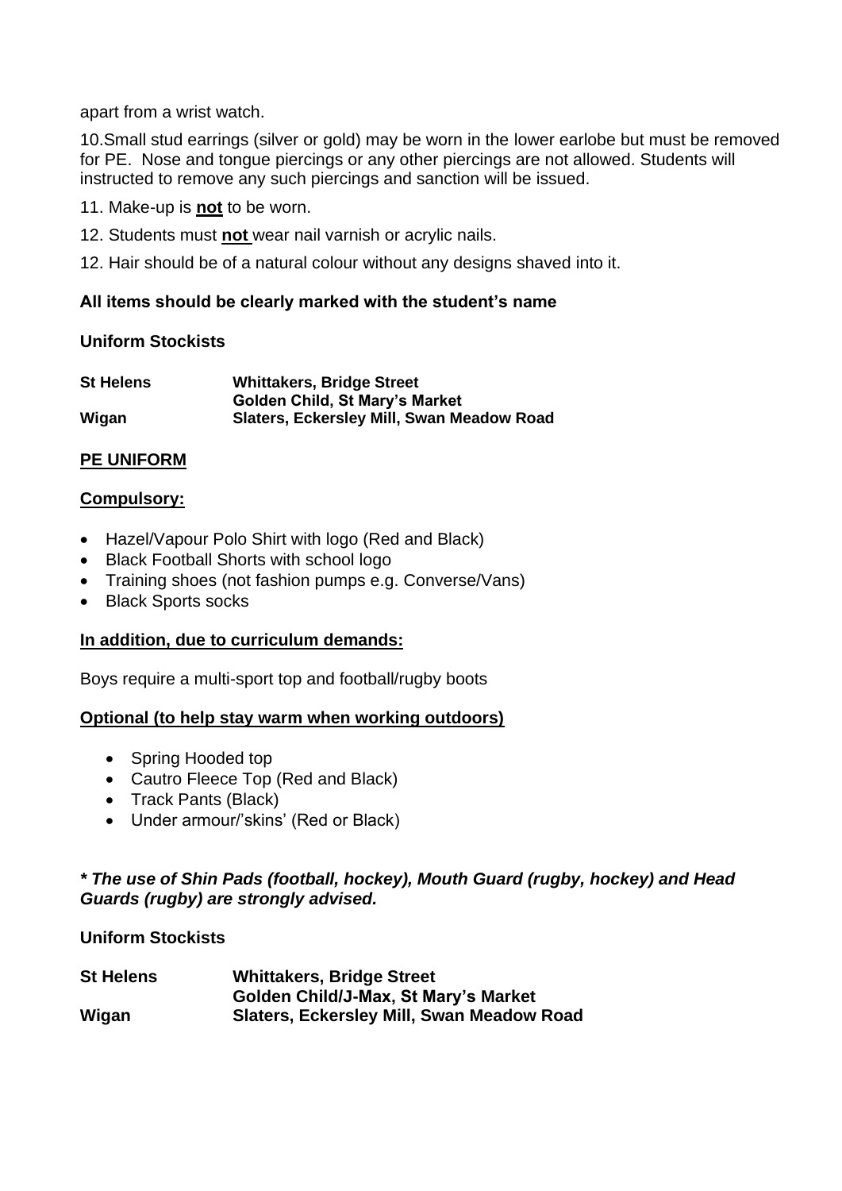apart from a wrist watch.

10.Small stud earrings (silver or gold) may be worn in the lower earlobe but must be removed for PE. Nose and tongue piercings or any other piercings are not allowed. Students will instructed to remove any such piercings and sanction will be issued.

11. Make-up is **not** to be worn.

12. Students must **not** wear nail varnish or acrylic nails.

12. Hair should be of a natural colour without any designs shaved into it.

**All items should be clearly marked with the student's name**

**Uniform Stockists**

| | |
|---|---|
| **St Helens** | **Whittakers, Bridge Street** |
| | **Golden Child, St Mary's Market** |
| **Wigan** | **Slaters, Eckersley Mill, Swan Meadow Road** |

## PE UNIFORM

### Compulsory:

- Hazel/Vapour Polo Shirt with logo (Red and Black)
- Black Football Shorts with school logo
- Training shoes (not fashion pumps e.g. Converse/Vans)
- Black Sports socks

### In addition, due to curriculum demands:

Boys require a multi-sport top and football/rugby boots

### Optional (to help stay warm when working outdoors)

- Spring Hooded top
- Cautro Fleece Top (Red and Black)
- Track Pants (Black)
- Under armour/'skins' (Red or Black)

***\* The use of Shin Pads (football, hockey), Mouth Guard (rugby, hockey) and Head Guards (rugby) are strongly advised.***

**Uniform Stockists**

| | |
|---|---|
| **St Helens** | **Whittakers, Bridge Street** |
| | **Golden Child/J-Max, St Mary's Market** |
| **Wigan** | **Slaters, Eckersley Mill, Swan Meadow Road** |